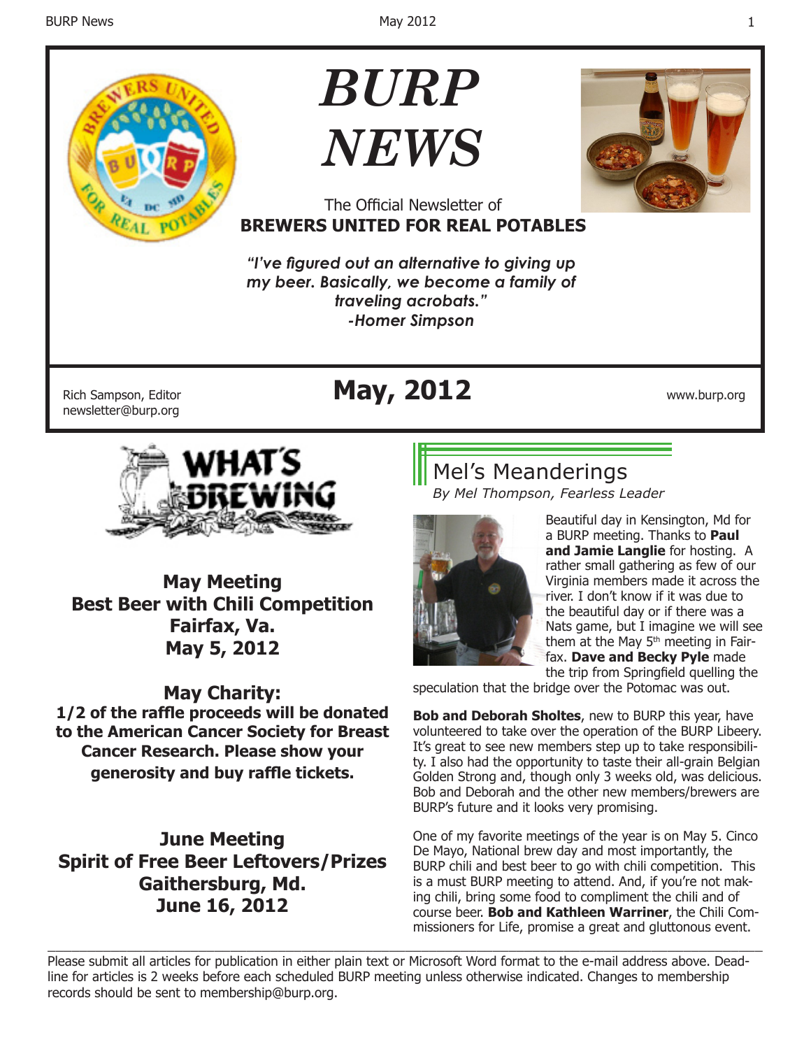# BURP NEWS

The Official Newsletter of
**BREWERS UNITED FOR REAL POTABLES**

***"I've figured out an alternative to giving up my beer. Basically, we become a family of traveling acrobats."***
***-Homer Simpson***

Rich Sampson, Editor
newsletter@burp.org

## May, 2012

www.burp.org

## What's Brewing

**May Meeting**
**Best Beer with Chili Competition**
**Fairfax, Va.**
**May 5, 2012**

**May Charity:**
**1/2 of the raffle proceeds will be donated to the American Cancer Society for Breast Cancer Research. Please show your generosity and buy raffle tickets.**

**June Meeting**
**Spirit of Free Beer Leftovers/Prizes**
**Gaithersburg, Md.**
**June 16, 2012**

## Mel's Meanderings

*By Mel Thompson, Fearless Leader*

Beautiful day in Kensington, Md for a BURP meeting. Thanks to **Paul and Jamie Langlie** for hosting. A rather small gathering as few of our Virginia members made it across the river. I don't know if it was due to the beautiful day or if there was a Nats game, but I imagine we will see them at the May 5th meeting in Fairfax. **Dave and Becky Pyle** made the trip from Springfield quelling the speculation that the bridge over the Potomac was out.

**Bob and Deborah Sholtes**, new to BURP this year, have volunteered to take over the operation of the BURP Libeery. It's great to see new members step up to take responsibility. I also had the opportunity to taste their all-grain Belgian Golden Strong and, though only 3 weeks old, was delicious. Bob and Deborah and the other new members/brewers are BURP's future and it looks very promising.

One of my favorite meetings of the year is on May 5. Cinco De Mayo, National brew day and most importantly, the BURP chili and best beer to go with chili competition. This is a must BURP meeting to attend. And, if you're not making chili, bring some food to compliment the chili and of course beer. **Bob and Kathleen Warriner**, the Chili Commissioners for Life, promise a great and gluttonous event.

---

Please submit all articles for publication in either plain text or Microsoft Word format to the e-mail address above. Deadline for articles is 2 weeks before each scheduled BURP meeting unless otherwise indicated. Changes to membership records should be sent to membership@burp.org.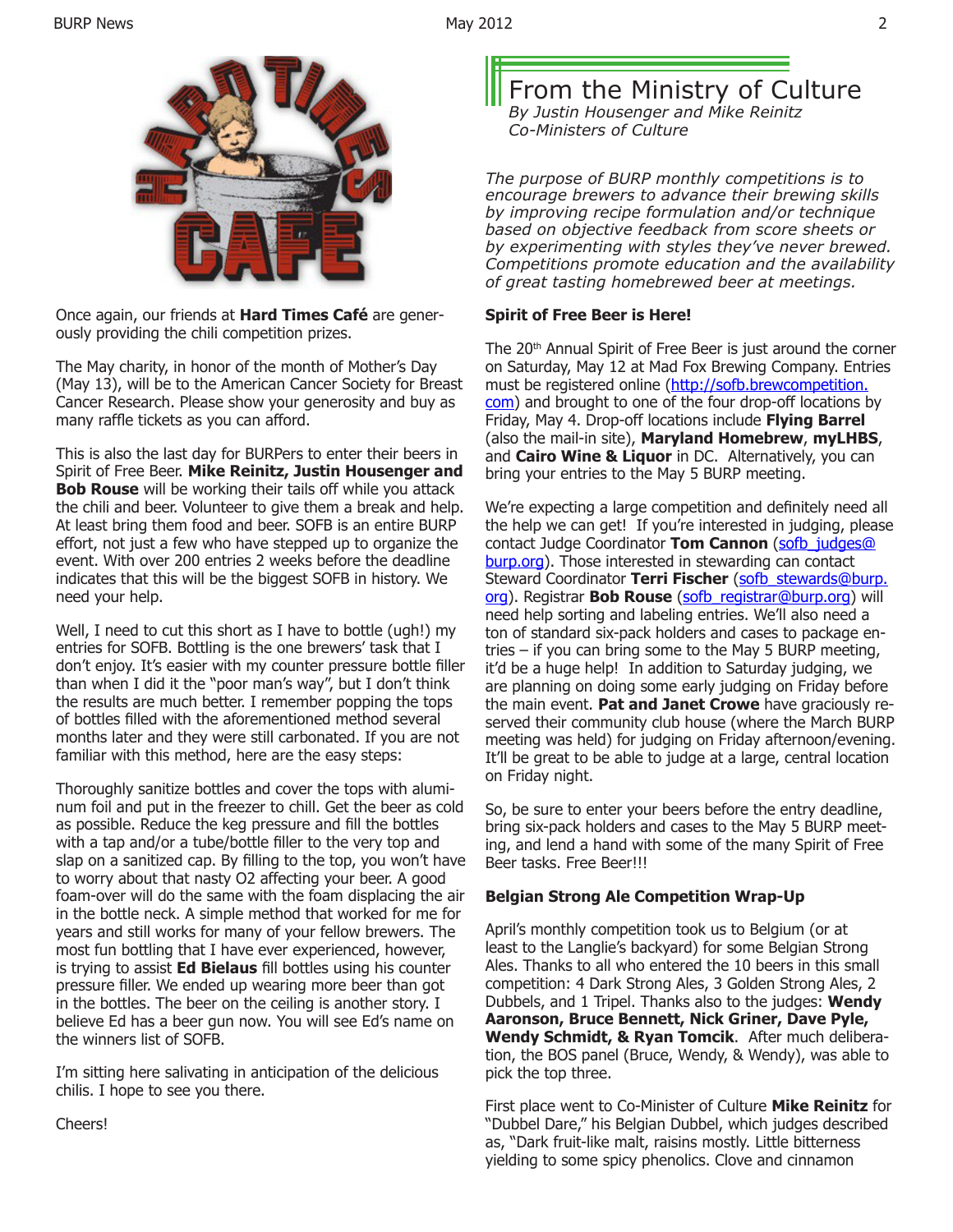Once again, our friends at **Hard Times Café** are generously providing the chili competition prizes.

The May charity, in honor of the month of Mother's Day (May 13), will be to the American Cancer Society for Breast Cancer Research. Please show your generosity and buy as many raffle tickets as you can afford.

This is also the last day for BURPers to enter their beers in Spirit of Free Beer. **Mike Reinitz, Justin Housenger and Bob Rouse** will be working their tails off while you attack the chili and beer. Volunteer to give them a break and help. At least bring them food and beer. SOFB is an entire BURP effort, not just a few who have stepped up to organize the event. With over 200 entries 2 weeks before the deadline indicates that this will be the biggest SOFB in history. We need your help.

Well, I need to cut this short as I have to bottle (ugh!) my entries for SOFB. Bottling is the one brewers' task that I don't enjoy. It's easier with my counter pressure bottle filler than when I did it the "poor man's way", but I don't think the results are much better. I remember popping the tops of bottles filled with the aforementioned method several months later and they were still carbonated. If you are not familiar with this method, here are the easy steps:

Thoroughly sanitize bottles and cover the tops with aluminum foil and put in the freezer to chill. Get the beer as cold as possible. Reduce the keg pressure and fill the bottles with a tap and/or a tube/bottle filler to the very top and slap on a sanitized cap. By filling to the top, you won't have to worry about that nasty O2 affecting your beer. A good foam-over will do the same with the foam displacing the air in the bottle neck. A simple method that worked for me for years and still works for many of your fellow brewers. The most fun bottling that I have ever experienced, however, is trying to assist **Ed Bielaus** fill bottles using his counter pressure filler. We ended up wearing more beer than got in the bottles. The beer on the ceiling is another story. I believe Ed has a beer gun now. You will see Ed's name on the winners list of SOFB.

I'm sitting here salivating in anticipation of the delicious chilis. I hope to see you there.

Cheers!

# From the Ministry of Culture

*By Justin Housenger and Mike Reinitz*
*Co-Ministers of Culture*

*The purpose of BURP monthly competitions is to encourage brewers to advance their brewing skills by improving recipe formulation and/or technique based on objective feedback from score sheets or by experimenting with styles they've never brewed. Competitions promote education and the availability of great tasting homebrewed beer at meetings.*

**Spirit of Free Beer is Here!**

The 20th Annual Spirit of Free Beer is just around the corner on Saturday, May 12 at Mad Fox Brewing Company. Entries must be registered online (http://sofb.brewcompetition.com) and brought to one of the four drop-off locations by Friday, May 4. Drop-off locations include **Flying Barrel** (also the mail-in site), **Maryland Homebrew**, **myLHBS**, and **Cairo Wine & Liquor** in DC. Alternatively, you can bring your entries to the May 5 BURP meeting.

We're expecting a large competition and definitely need all the help we can get! If you're interested in judging, please contact Judge Coordinator **Tom Cannon** (sofb_judges@burp.org). Those interested in stewarding can contact Steward Coordinator **Terri Fischer** (sofb_stewards@burp.org). Registrar **Bob Rouse** (sofb_registrar@burp.org) will need help sorting and labeling entries. We'll also need a ton of standard six-pack holders and cases to package entries – if you can bring some to the May 5 BURP meeting, it'd be a huge help! In addition to Saturday judging, we are planning on doing some early judging on Friday before the main event. **Pat and Janet Crowe** have graciously reserved their community club house (where the March BURP meeting was held) for judging on Friday afternoon/evening. It'll be great to be able to judge at a large, central location on Friday night.

So, be sure to enter your beers before the entry deadline, bring six-pack holders and cases to the May 5 BURP meeting, and lend a hand with some of the many Spirit of Free Beer tasks. Free Beer!!!

**Belgian Strong Ale Competition Wrap-Up**

April's monthly competition took us to Belgium (or at least to the Langlie's backyard) for some Belgian Strong Ales. Thanks to all who entered the 10 beers in this small competition: 4 Dark Strong Ales, 3 Golden Strong Ales, 2 Dubbels, and 1 Tripel. Thanks also to the judges: **Wendy Aaronson, Bruce Bennett, Nick Griner, Dave Pyle, Wendy Schmidt, & Ryan Tomcik**. After much deliberation, the BOS panel (Bruce, Wendy, & Wendy), was able to pick the top three.

First place went to Co-Minister of Culture **Mike Reinitz** for "Dubbel Dare," his Belgian Dubbel, which judges described as, "Dark fruit-like malt, raisins mostly. Little bitterness yielding to some spicy phenolics. Clove and cinnamon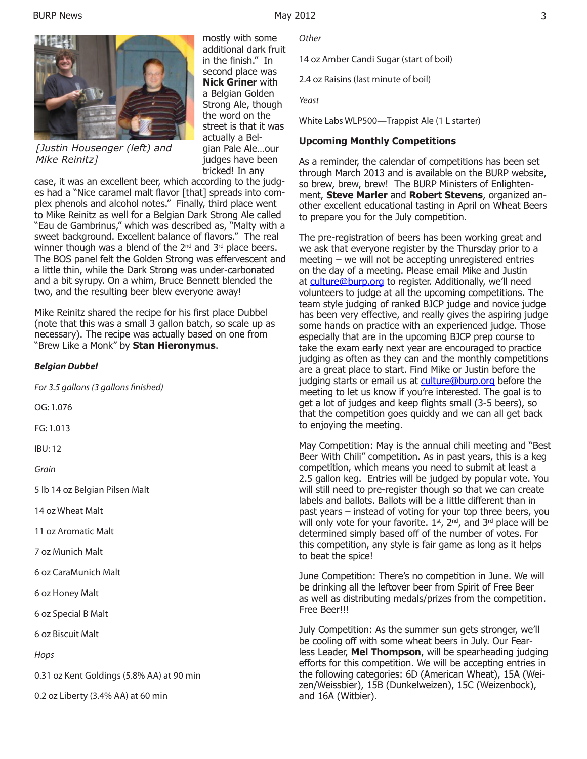[Justin Housenger (left) and Mike Reinitz]

mostly with some additional dark fruit in the finish." In second place was **Nick Griner** with a Belgian Golden Strong Ale, though the word on the street is that it was actually a Belgian Pale Ale…our judges have been tricked! In any case, it was an excellent beer, which according to the judges had a "Nice caramel malt flavor [that] spreads into complex phenols and alcohol notes." Finally, third place went to Mike Reinitz as well for a Belgian Dark Strong Ale called "Eau de Gambrinus," which was described as, "Malty with a sweet background. Excellent balance of flavors." The real winner though was a blend of the 2nd and 3rd place beers. The BOS panel felt the Golden Strong was effervescent and a little thin, while the Dark Strong was under-carbonated and a bit syrupy. On a whim, Bruce Bennett blended the two, and the resulting beer blew everyone away!

Mike Reinitz shared the recipe for his first place Dubbel (note that this was a small 3 gallon batch, so scale up as necessary). The recipe was actually based on one from "Brew Like a Monk" by **Stan Hieronymus**.

***Belgian Dubbel***

*For 3.5 gallons (3 gallons finished)*

OG: 1.076

FG: 1.013

IBU: 12

*Grain*

5 lb 14 oz Belgian Pilsen Malt

14 oz Wheat Malt

11 oz Aromatic Malt

7 oz Munich Malt

6 oz CaraMunich Malt

6 oz Honey Malt

6 oz Special B Malt

6 oz Biscuit Malt

*Hops*

0.31 oz Kent Goldings (5.8% AA) at 90 min

0.2 oz Liberty (3.4% AA) at 60 min

*Other*

14 oz Amber Candi Sugar (start of boil)

2.4 oz Raisins (last minute of boil)

*Yeast*

White Labs WLP500—Trappist Ale (1 L starter)

**Upcoming Monthly Competitions**

As a reminder, the calendar of competitions has been set through March 2013 and is available on the BURP website, so brew, brew, brew! The BURP Ministers of Enlightenment, **Steve Marler** and **Robert Stevens**, organized another excellent educational tasting in April on Wheat Beers to prepare you for the July competition.

The pre-registration of beers has been working great and we ask that everyone register by the Thursday prior to a meeting – we will not be accepting unregistered entries on the day of a meeting. Please email Mike and Justin at culture@burp.org to register. Additionally, we'll need volunteers to judge at all the upcoming competitions. The team style judging of ranked BJCP judge and novice judge has been very effective, and really gives the aspiring judge some hands on practice with an experienced judge. Those especially that are in the upcoming BJCP prep course to take the exam early next year are encouraged to practice judging as often as they can and the monthly competitions are a great place to start. Find Mike or Justin before the judging starts or email us at culture@burp.org before the meeting to let us know if you're interested. The goal is to get a lot of judges and keep flights small (3-5 beers), so that the competition goes quickly and we can all get back to enjoying the meeting.

May Competition: May is the annual chili meeting and "Best Beer With Chili" competition. As in past years, this is a keg competition, which means you need to submit at least a 2.5 gallon keg. Entries will be judged by popular vote. You will still need to pre-register though so that we can create labels and ballots. Ballots will be a little different than in past years – instead of voting for your top three beers, you will only vote for your favorite. 1st, 2nd, and 3rd place will be determined simply based off of the number of votes. For this competition, any style is fair game as long as it helps to beat the spice!

June Competition: There's no competition in June. We will be drinking all the leftover beer from Spirit of Free Beer as well as distributing medals/prizes from the competition. Free Beer!!!

July Competition: As the summer sun gets stronger, we'll be cooling off with some wheat beers in July. Our Fearless Leader, **Mel Thompson**, will be spearheading judging efforts for this competition. We will be accepting entries in the following categories: 6D (American Wheat), 15A (Weizen/Weissbier), 15B (Dunkelweizen), 15C (Weizenbock), and 16A (Witbier).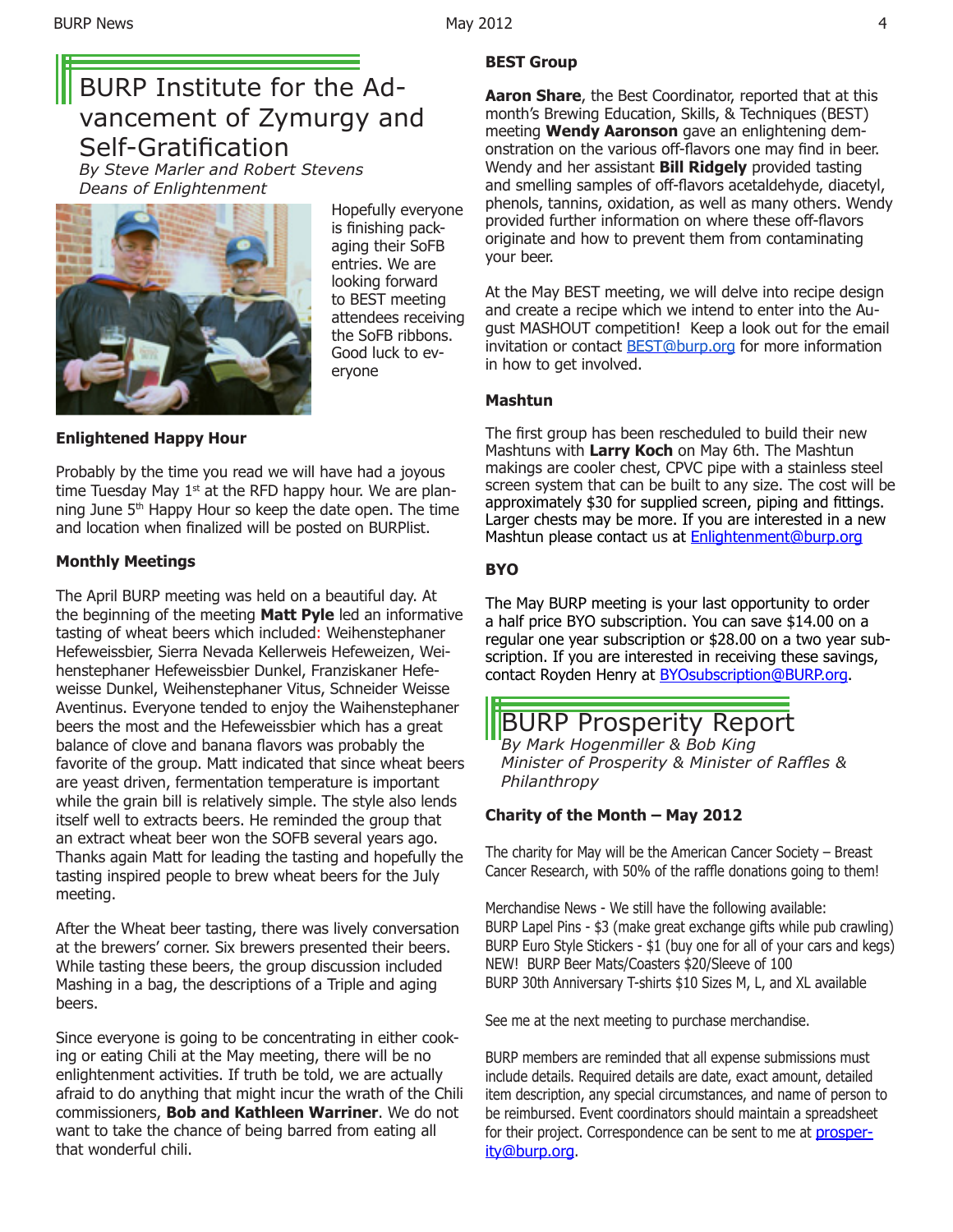# BURP Institute for the Advancement of Zymurgy and Self-Gratification

*By Steve Marler and Robert Stevens*
*Deans of Enlightenment*

Hopefully everyone is finishing packaging their SoFB entries. We are looking forward to BEST meeting attendees receiving the SoFB ribbons. Good luck to everyone

### Enlightened Happy Hour

Probably by the time you read we will have had a joyous time Tuesday May 1st at the RFD happy hour. We are planning June 5th Happy Hour so keep the date open. The time and location when finalized will be posted on BURPlist.

### Monthly Meetings

The April BURP meeting was held on a beautiful day. At the beginning of the meeting **Matt Pyle** led an informative tasting of wheat beers which included: Weihenstephaner Hefeweissbier, Sierra Nevada Kellerweis Hefeweizen, Weihenstephaner Hefeweissbier Dunkel, Franziskaner Hefeweisse Dunkel, Weihenstephaner Vitus, Schneider Weisse Aventinus. Everyone tended to enjoy the Waihenstephaner beers the most and the Hefeweissbier which has a great balance of clove and banana flavors was probably the favorite of the group. Matt indicated that since wheat beers are yeast driven, fermentation temperature is important while the grain bill is relatively simple. The style also lends itself well to extracts beers. He reminded the group that an extract wheat beer won the SOFB several years ago. Thanks again Matt for leading the tasting and hopefully the tasting inspired people to brew wheat beers for the July meeting.

After the Wheat beer tasting, there was lively conversation at the brewers' corner. Six brewers presented their beers. While tasting these beers, the group discussion included Mashing in a bag, the descriptions of a Triple and aging beers.

Since everyone is going to be concentrating in either cooking or eating Chili at the May meeting, there will be no enlightenment activities. If truth be told, we are actually afraid to do anything that might incur the wrath of the Chili commissioners, **Bob and Kathleen Warriner**. We do not want to take the chance of being barred from eating all that wonderful chili.

### BEST Group

**Aaron Share**, the Best Coordinator, reported that at this month's Brewing Education, Skills, & Techniques (BEST) meeting **Wendy Aaronson** gave an enlightening demonstration on the various off-flavors one may find in beer. Wendy and her assistant **Bill Ridgely** provided tasting and smelling samples of off-flavors acetaldehyde, diacetyl, phenols, tannins, oxidation, as well as many others. Wendy provided further information on where these off-flavors originate and how to prevent them from contaminating your beer.

At the May BEST meeting, we will delve into recipe design and create a recipe which we intend to enter into the August MASHOUT competition! Keep a look out for the email invitation or contact BEST@burp.org for more information in how to get involved.

### Mashtun

The first group has been rescheduled to build their new Mashtuns with **Larry Koch** on May 6th. The Mashtun makings are cooler chest, CPVC pipe with a stainless steel screen system that can be built to any size. The cost will be approximately $30 for supplied screen, piping and fittings. Larger chests may be more. If you are interested in a new Mashtun please contact us at Enlightenment@burp.org

### BYO

The May BURP meeting is your last opportunity to order a half price BYO subscription. You can save $14.00 on a regular one year subscription or $28.00 on a two year subscription. If you are interested in receiving these savings, contact Royden Henry at BYOsubscription@BURP.org.

# BURP Prosperity Report

*By Mark Hogenmiller & Bob King*
*Minister of Prosperity & Minister of Raffles & Philanthropy*

### Charity of the Month – May 2012

The charity for May will be the American Cancer Society – Breast Cancer Research, with 50% of the raffle donations going to them!

Merchandise News - We still have the following available:
BURP Lapel Pins - $3 (make great exchange gifts while pub crawling)
BURP Euro Style Stickers - $1 (buy one for all of your cars and kegs)
NEW! BURP Beer Mats/Coasters $20/Sleeve of 100
BURP 30th Anniversary T-shirts $10 Sizes M, L, and XL available

See me at the next meeting to purchase merchandise.

BURP members are reminded that all expense submissions must include details. Required details are date, exact amount, detailed item description, any special circumstances, and name of person to be reimbursed. Event coordinators should maintain a spreadsheet for their project. Correspondence can be sent to me at prosperity@burp.org.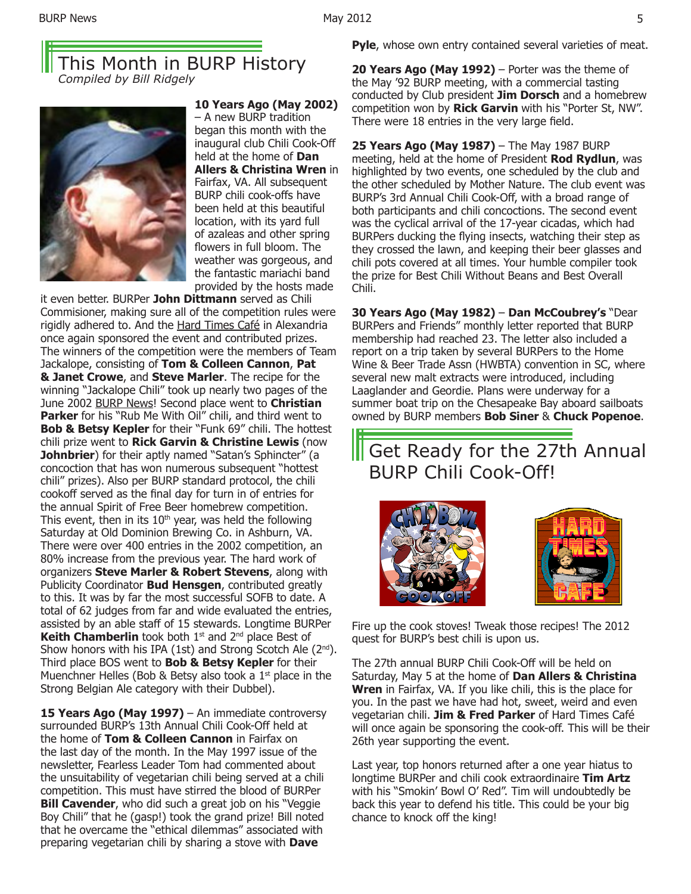# This Month in BURP History

*Compiled by Bill Ridgely*

**10 Years Ago (May 2002)** – A new BURP tradition began this month with the inaugural club Chili Cook-Off held at the home of **Dan Allers & Christina Wren** in Fairfax, VA. All subsequent BURP chili cook-offs have been held at this beautiful location, with its yard full of azaleas and other spring flowers in full bloom. The weather was gorgeous, and the fantastic mariachi band provided by the hosts made it even better. BURPer **John Dittmann** served as Chili Commisioner, making sure all of the competition rules were rigidly adhered to. And the Hard Times Café in Alexandria once again sponsored the event and contributed prizes. The winners of the competition were the members of Team Jackalope, consisting of **Tom & Colleen Cannon**, **Pat & Janet Crowe**, and **Steve Marler**. The recipe for the winning "Jackalope Chili" took up nearly two pages of the June 2002 BURP News! Second place went to **Christian Parker** for his "Rub Me With Oil" chili, and third went to **Bob & Betsy Kepler** for their "Funk 69" chili. The hottest chili prize went to **Rick Garvin & Christine Lewis** (now **Johnbrier**) for their aptly named "Satan's Sphincter" (a concoction that has won numerous subsequent "hottest chili" prizes). Also per BURP standard protocol, the chili cookoff served as the final day for turn in of entries for the annual Spirit of Free Beer homebrew competition. This event, then in its 10th year, was held the following Saturday at Old Dominion Brewing Co. in Ashburn, VA. There were over 400 entries in the 2002 competition, an 80% increase from the previous year. The hard work of organizers **Steve Marler & Robert Stevens**, along with Publicity Coordinator **Bud Hensgen**, contributed greatly to this. It was by far the most successful SOFB to date. A total of 62 judges from far and wide evaluated the entries, assisted by an able staff of 15 stewards. Longtime BURPer **Keith Chamberlin** took both 1st and 2nd place Best of Show honors with his IPA (1st) and Strong Scotch Ale (2nd). Third place BOS went to **Bob & Betsy Kepler** for their Muenchner Helles (Bob & Betsy also took a 1st place in the Strong Belgian Ale category with their Dubbel).

**15 Years Ago (May 1997)** – An immediate controversy surrounded BURP's 13th Annual Chili Cook-Off held at the home of **Tom & Colleen Cannon** in Fairfax on the last day of the month. In the May 1997 issue of the newsletter, Fearless Leader Tom had commented about the unsuitability of vegetarian chili being served at a chili competition. This must have stirred the blood of BURPer **Bill Cavender**, who did such a great job on his "Veggie Boy Chili" that he (gasp!) took the grand prize! Bill noted that he overcame the "ethical dilemmas" associated with preparing vegetarian chili by sharing a stove with **Dave Pyle**, whose own entry contained several varieties of meat.

**20 Years Ago (May 1992)** – Porter was the theme of the May '92 BURP meeting, with a commercial tasting conducted by Club president **Jim Dorsch** and a homebrew competition won by **Rick Garvin** with his "Porter St, NW". There were 18 entries in the very large field.

**25 Years Ago (May 1987)** – The May 1987 BURP meeting, held at the home of President **Rod Rydlun**, was highlighted by two events, one scheduled by the club and the other scheduled by Mother Nature. The club event was BURP's 3rd Annual Chili Cook-Off, with a broad range of both participants and chili concoctions. The second event was the cyclical arrival of the 17-year cicadas, which had BURPers ducking the flying insects, watching their step as they crossed the lawn, and keeping their beer glasses and chili pots covered at all times. Your humble compiler took the prize for Best Chili Without Beans and Best Overall Chili.

**30 Years Ago (May 1982)** – **Dan McCoubrey's** "Dear BURPers and Friends" monthly letter reported that BURP membership had reached 23. The letter also included a report on a trip taken by several BURPers to the Home Wine & Beer Trade Assn (HWBTA) convention in SC, where several new malt extracts were introduced, including Laaglander and Geordie. Plans were underway for a summer boat trip on the Chesapeake Bay aboard sailboats owned by BURP members **Bob Siner** & **Chuck Popenoe**.

# Get Ready for the 27th Annual BURP Chili Cook-Off!

Fire up the cook stoves! Tweak those recipes! The 2012 quest for BURP's best chili is upon us.

The 27th annual BURP Chili Cook-Off will be held on Saturday, May 5 at the home of **Dan Allers & Christina Wren** in Fairfax, VA. If you like chili, this is the place for you. In the past we have had hot, sweet, weird and even vegetarian chili. **Jim & Fred Parker** of Hard Times Café will once again be sponsoring the cook-off. This will be their 26th year supporting the event.

Last year, top honors returned after a one year hiatus to longtime BURPer and chili cook extraordinaire **Tim Artz** with his "Smokin' Bowl O' Red". Tim will undoubtedly be back this year to defend his title. This could be your big chance to knock off the king!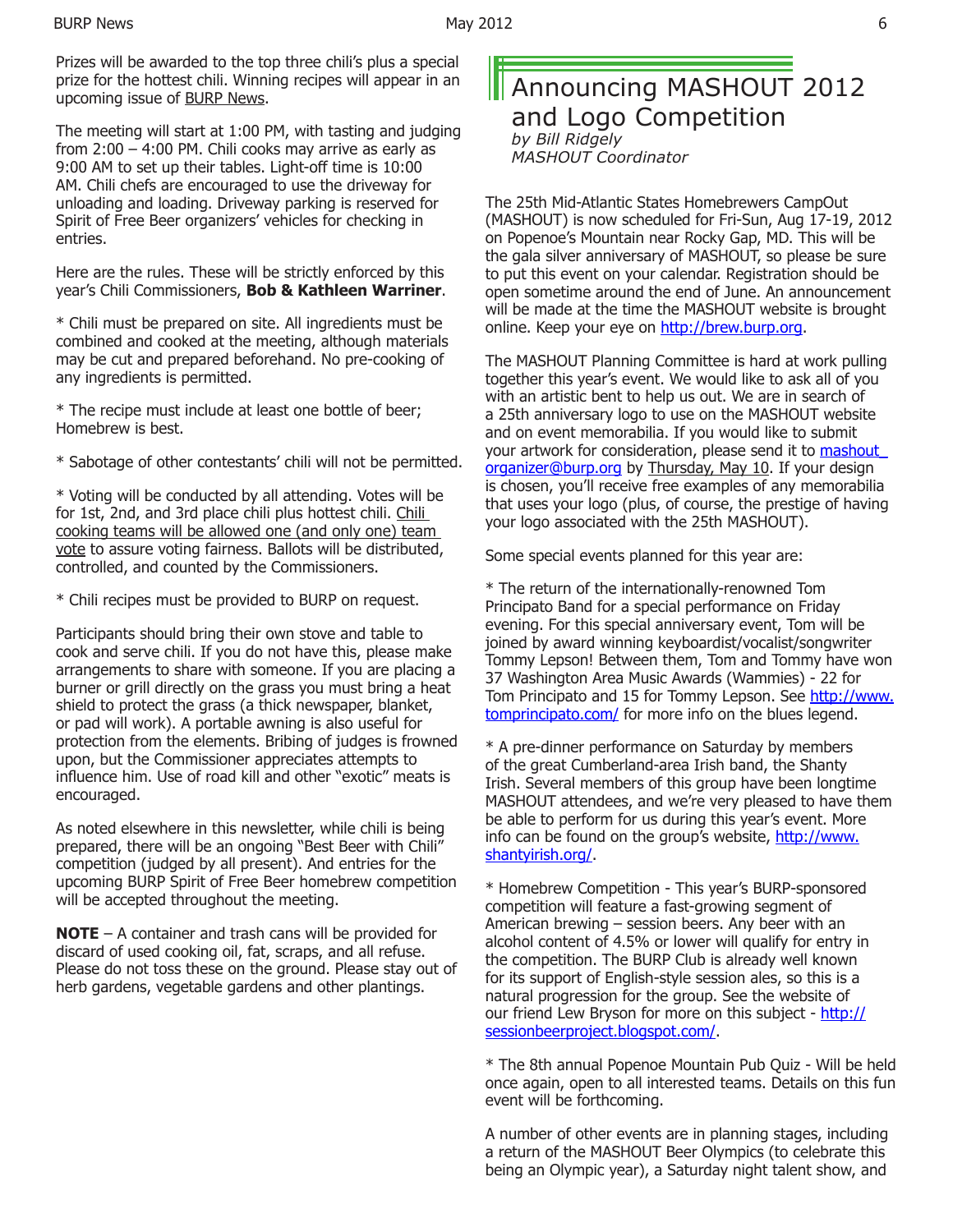Prizes will be awarded to the top three chili's plus a special prize for the hottest chili. Winning recipes will appear in an upcoming issue of BURP News.

The meeting will start at 1:00 PM, with tasting and judging from 2:00 – 4:00 PM. Chili cooks may arrive as early as 9:00 AM to set up their tables. Light-off time is 10:00 AM. Chili chefs are encouraged to use the driveway for unloading and loading. Driveway parking is reserved for Spirit of Free Beer organizers' vehicles for checking in entries.

Here are the rules. These will be strictly enforced by this year's Chili Commissioners, **Bob & Kathleen Warriner**.

* Chili must be prepared on site. All ingredients must be combined and cooked at the meeting, although materials may be cut and prepared beforehand. No pre-cooking of any ingredients is permitted.

* The recipe must include at least one bottle of beer; Homebrew is best.

* Sabotage of other contestants' chili will not be permitted.

* Voting will be conducted by all attending. Votes will be for 1st, 2nd, and 3rd place chili plus hottest chili. Chili cooking teams will be allowed one (and only one) team vote to assure voting fairness. Ballots will be distributed, controlled, and counted by the Commissioners.

* Chili recipes must be provided to BURP on request.

Participants should bring their own stove and table to cook and serve chili. If you do not have this, please make arrangements to share with someone. If you are placing a burner or grill directly on the grass you must bring a heat shield to protect the grass (a thick newspaper, blanket, or pad will work). A portable awning is also useful for protection from the elements. Bribing of judges is frowned upon, but the Commissioner appreciates attempts to influence him. Use of road kill and other "exotic" meats is encouraged.

As noted elsewhere in this newsletter, while chili is being prepared, there will be an ongoing "Best Beer with Chili" competition (judged by all present). And entries for the upcoming BURP Spirit of Free Beer homebrew competition will be accepted throughout the meeting.

**NOTE** – A container and trash cans will be provided for discard of used cooking oil, fat, scraps, and all refuse. Please do not toss these on the ground. Please stay out of herb gardens, vegetable gardens and other plantings.

## Announcing MASHOUT 2012 and Logo Competition

*by Bill Ridgely*
*MASHOUT Coordinator*

The 25th Mid-Atlantic States Homebrewers CampOut (MASHOUT) is now scheduled for Fri-Sun, Aug 17-19, 2012 on Popenoe's Mountain near Rocky Gap, MD. This will be the gala silver anniversary of MASHOUT, so please be sure to put this event on your calendar. Registration should be open sometime around the end of June. An announcement will be made at the time the MASHOUT website is brought online. Keep your eye on http://brew.burp.org.

The MASHOUT Planning Committee is hard at work pulling together this year's event. We would like to ask all of you with an artistic bent to help us out. We are in search of a 25th anniversary logo to use on the MASHOUT website and on event memorabilia. If you would like to submit your artwork for consideration, please send it to mashout_organizer@burp.org by Thursday, May 10. If your design is chosen, you'll receive free examples of any memorabilia that uses your logo (plus, of course, the prestige of having your logo associated with the 25th MASHOUT).

Some special events planned for this year are:

* The return of the internationally-renowned Tom Principato Band for a special performance on Friday evening. For this special anniversary event, Tom will be joined by award winning keyboardist/vocalist/songwriter Tommy Lepson! Between them, Tom and Tommy have won 37 Washington Area Music Awards (Wammies) - 22 for Tom Principato and 15 for Tommy Lepson. See http://www.tomprincipato.com/ for more info on the blues legend.

* A pre-dinner performance on Saturday by members of the great Cumberland-area Irish band, the Shanty Irish. Several members of this group have been longtime MASHOUT attendees, and we're very pleased to have them be able to perform for us during this year's event. More info can be found on the group's website, http://www.shantyirish.org/.

* Homebrew Competition - This year's BURP-sponsored competition will feature a fast-growing segment of American brewing – session beers. Any beer with an alcohol content of 4.5% or lower will qualify for entry in the competition. The BURP Club is already well known for its support of English-style session ales, so this is a natural progression for the group. See the website of our friend Lew Bryson for more on this subject - http://sessionbeerproject.blogspot.com/.

* The 8th annual Popenoe Mountain Pub Quiz - Will be held once again, open to all interested teams. Details on this fun event will be forthcoming.

A number of other events are in planning stages, including a return of the MASHOUT Beer Olympics (to celebrate this being an Olympic year), a Saturday night talent show, and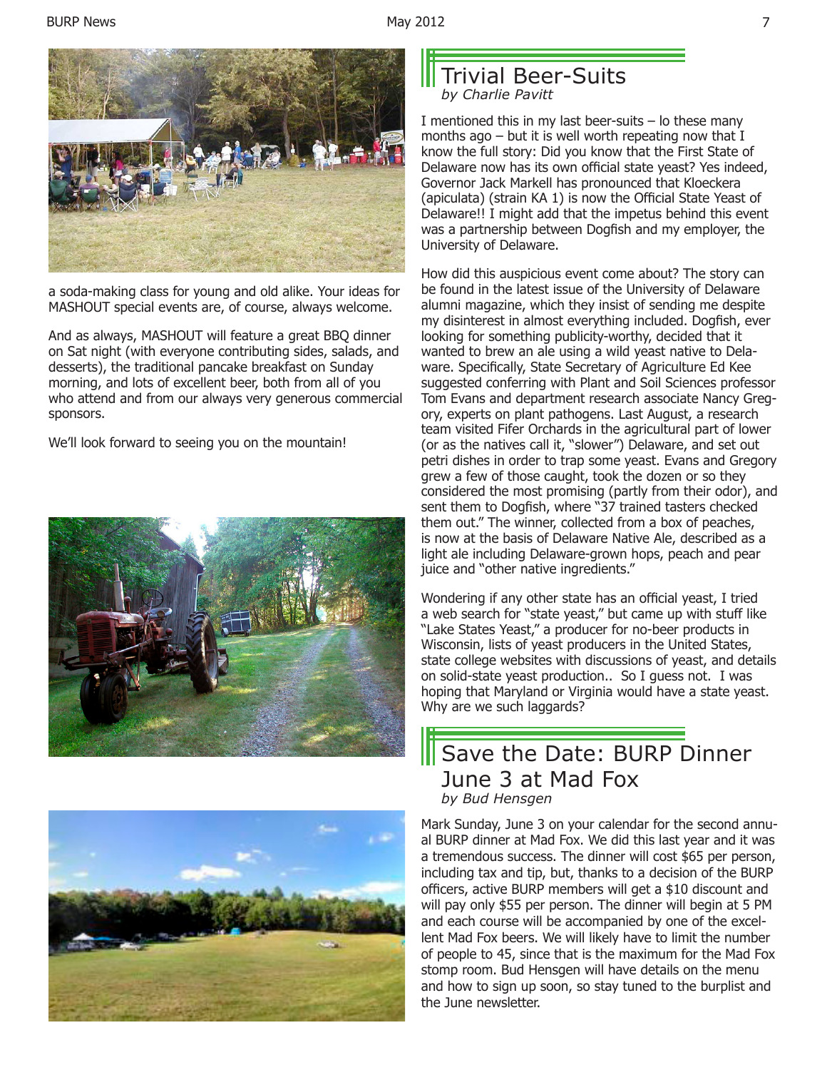a soda-making class for young and old alike. Your ideas for MASHOUT special events are, of course, always welcome.

And as always, MASHOUT will feature a great BBQ dinner on Sat night (with everyone contributing sides, salads, and desserts), the traditional pancake breakfast on Sunday morning, and lots of excellent beer, both from all of you who attend and from our always very generous commercial sponsors.

We'll look forward to seeing you on the mountain!

## Trivial Beer-Suits

*by Charlie Pavitt*

I mentioned this in my last beer-suits – lo these many months ago – but it is well worth repeating now that I know the full story: Did you know that the First State of Delaware now has its own official state yeast? Yes indeed, Governor Jack Markell has pronounced that Kloeckera (apiculata) (strain KA 1) is now the Official State Yeast of Delaware!! I might add that the impetus behind this event was a partnership between Dogfish and my employer, the University of Delaware.

How did this auspicious event come about? The story can be found in the latest issue of the University of Delaware alumni magazine, which they insist of sending me despite my disinterest in almost everything included. Dogfish, ever looking for something publicity-worthy, decided that it wanted to brew an ale using a wild yeast native to Delaware. Specifically, State Secretary of Agriculture Ed Kee suggested conferring with Plant and Soil Sciences professor Tom Evans and department research associate Nancy Gregory, experts on plant pathogens. Last August, a research team visited Fifer Orchards in the agricultural part of lower (or as the natives call it, "slower") Delaware, and set out petri dishes in order to trap some yeast. Evans and Gregory grew a few of those caught, took the dozen or so they considered the most promising (partly from their odor), and sent them to Dogfish, where "37 trained tasters checked them out." The winner, collected from a box of peaches, is now at the basis of Delaware Native Ale, described as a light ale including Delaware-grown hops, peach and pear juice and "other native ingredients."

Wondering if any other state has an official yeast, I tried a web search for "state yeast," but came up with stuff like "Lake States Yeast," a producer for no-beer products in Wisconsin, lists of yeast producers in the United States, state college websites with discussions of yeast, and details on solid-state yeast production.. So I guess not. I was hoping that Maryland or Virginia would have a state yeast. Why are we such laggards?

## Save the Date: BURP Dinner June 3 at Mad Fox

*by Bud Hensgen*

Mark Sunday, June 3 on your calendar for the second annual BURP dinner at Mad Fox. We did this last year and it was a tremendous success. The dinner will cost $65 per person, including tax and tip, but, thanks to a decision of the BURP officers, active BURP members will get a $10 discount and will pay only $55 per person. The dinner will begin at 5 PM and each course will be accompanied by one of the excellent Mad Fox beers. We will likely have to limit the number of people to 45, since that is the maximum for the Mad Fox stomp room. Bud Hensgen will have details on the menu and how to sign up soon, so stay tuned to the burplist and the June newsletter.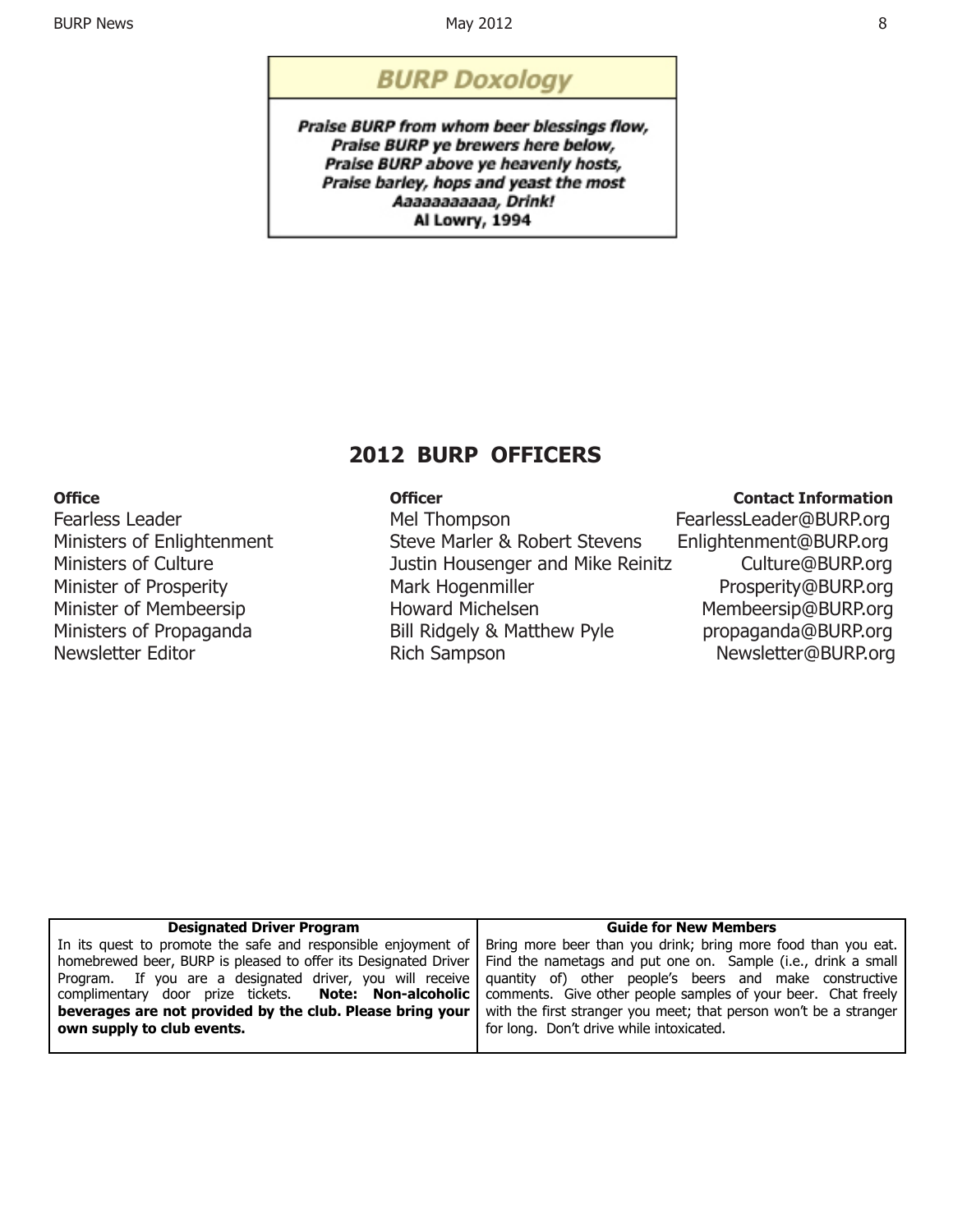## BURP Doxology

*Praise BURP from whom beer blessings flow,*
*Praise BURP ye brewers here below,*
*Praise BURP above ye heavenly hosts,*
*Praise barley, hops and yeast the most*
*Aaaaaaaaaa, Drink!*
**Al Lowry, 1994**

## 2012 BURP OFFICERS

| Office | Officer | Contact Information |
|---|---|---|
| Fearless Leader | Mel Thompson | FearlessLeader@BURP.org |
| Ministers of Enlightenment | Steve Marler & Robert Stevens | Enlightenment@BURP.org |
| Ministers of Culture | Justin Housenger and Mike Reinitz | Culture@BURP.org |
| Minister of Prosperity | Mark Hogenmiller | Prosperity@BURP.org |
| Minister of Membeersip | Howard Michelsen | Membeersip@BURP.org |
| Ministers of Propaganda | Bill Ridgely & Matthew Pyle | propaganda@BURP.org |
| Newsletter Editor | Rich Sampson | Newsletter@BURP.org |

**Designated Driver Program**

In its quest to promote the safe and responsible enjoyment of homebrewed beer, BURP is pleased to offer its Designated Driver Program. If you are a designated driver, you will receive complimentary door prize tickets. **Note: Non-alcoholic beverages are not provided by the club. Please bring your own supply to club events.**

**Guide for New Members**

Bring more beer than you drink; bring more food than you eat. Find the nametags and put one on. Sample (i.e., drink a small quantity of) other people's beers and make constructive comments. Give other people samples of your beer. Chat freely with the first stranger you meet; that person won't be a stranger for long. Don't drive while intoxicated.